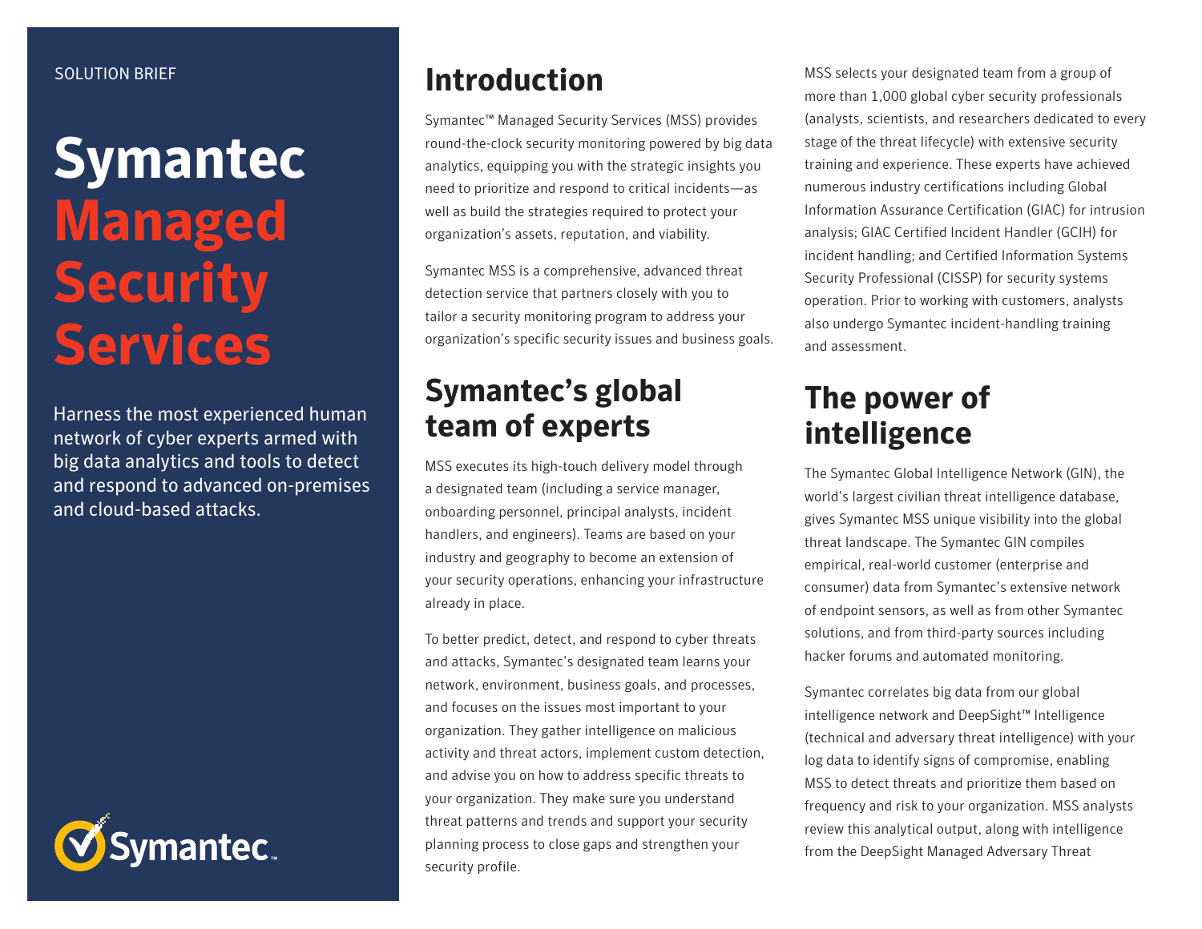SOLUTION BRIEF

# Symantec Managed Security Services

Harness the most experienced human network of cyber experts armed with big data analytics and tools to detect and respond to advanced on-premises and cloud-based attacks.

## Introduction

Symantec™ Managed Security Services (MSS) provides round-the-clock security monitoring powered by big data analytics, equipping you with the strategic insights you need to prioritize and respond to critical incidents—as well as build the strategies required to protect your organization's assets, reputation, and viability.

Symantec MSS is a comprehensive, advanced threat detection service that partners closely with you to tailor a security monitoring program to address your organization's specific security issues and business goals.

## Symantec's global team of experts

MSS executes its high-touch delivery model through a designated team (including a service manager, onboarding personnel, principal analysts, incident handlers, and engineers). Teams are based on your industry and geography to become an extension of your security operations, enhancing your infrastructure already in place.

To better predict, detect, and respond to cyber threats and attacks, Symantec's designated team learns your network, environment, business goals, and processes, and focuses on the issues most important to your organization. They gather intelligence on malicious activity and threat actors, implement custom detection, and advise you on how to address specific threats to your organization. They make sure you understand threat patterns and trends and support your security planning process to close gaps and strengthen your security profile.

MSS selects your designated team from a group of more than 1,000 global cyber security professionals (analysts, scientists, and researchers dedicated to every stage of the threat lifecycle) with extensive security training and experience. These experts have achieved numerous industry certifications including Global Information Assurance Certification (GIAC) for intrusion analysis; GIAC Certified Incident Handler (GCIH) for incident handling; and Certified Information Systems Security Professional (CISSP) for security systems operation. Prior to working with customers, analysts also undergo Symantec incident-handling training and assessment.

## The power of intelligence

The Symantec Global Intelligence Network (GIN), the world's largest civilian threat intelligence database, gives Symantec MSS unique visibility into the global threat landscape. The Symantec GIN compiles empirical, real-world customer (enterprise and consumer) data from Symantec's extensive network of endpoint sensors, as well as from other Symantec solutions, and from third-party sources including hacker forums and automated monitoring.

Symantec correlates big data from our global intelligence network and DeepSight™ Intelligence (technical and adversary threat intelligence) with your log data to identify signs of compromise, enabling MSS to detect threats and prioritize them based on frequency and risk to your organization. MSS analysts review this analytical output, along with intelligence from the DeepSight Managed Adversary Threat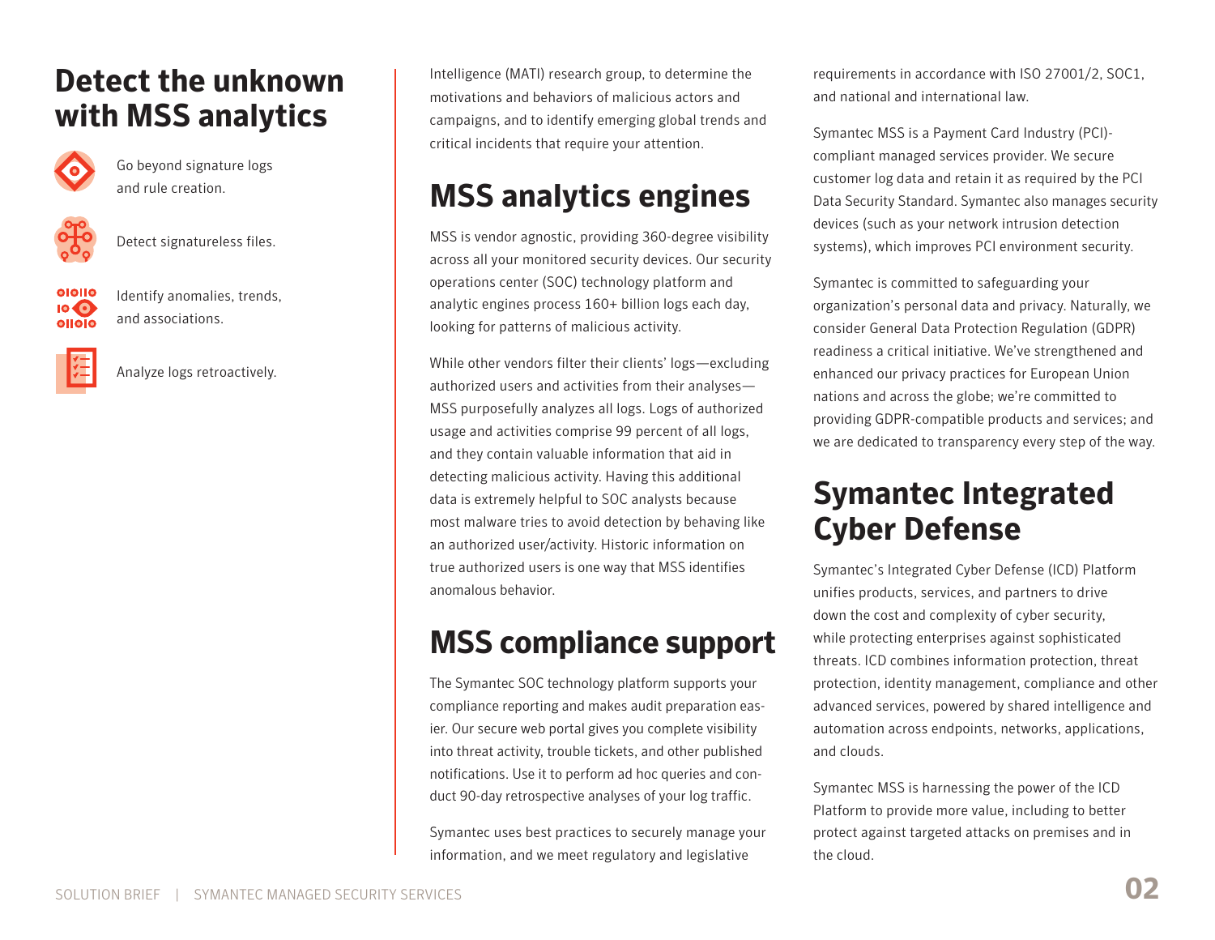## Detect the unknown with MSS analytics

- Go beyond signature logs and rule creation.
- Detect signatureless files.
- Identify anomalies, trends, and associations.
- Analyze logs retroactively.

Intelligence (MATI) research group, to determine the motivations and behaviors of malicious actors and campaigns, and to identify emerging global trends and critical incidents that require your attention.

## MSS analytics engines

MSS is vendor agnostic, providing 360-degree visibility across all your monitored security devices. Our security operations center (SOC) technology platform and analytic engines process 160+ billion logs each day, looking for patterns of malicious activity.

While other vendors filter their clients' logs—excluding authorized users and activities from their analyses—MSS purposefully analyzes all logs. Logs of authorized usage and activities comprise 99 percent of all logs, and they contain valuable information that aid in detecting malicious activity. Having this additional data is extremely helpful to SOC analysts because most malware tries to avoid detection by behaving like an authorized user/activity. Historic information on true authorized users is one way that MSS identifies anomalous behavior.

## MSS compliance support

The Symantec SOC technology platform supports your compliance reporting and makes audit preparation easier. Our secure web portal gives you complete visibility into threat activity, trouble tickets, and other published notifications. Use it to perform ad hoc queries and conduct 90-day retrospective analyses of your log traffic.

Symantec uses best practices to securely manage your information, and we meet regulatory and legislative requirements in accordance with ISO 27001/2, SOC1, and national and international law.

Symantec MSS is a Payment Card Industry (PCI)-compliant managed services provider. We secure customer log data and retain it as required by the PCI Data Security Standard. Symantec also manages security devices (such as your network intrusion detection systems), which improves PCI environment security.

Symantec is committed to safeguarding your organization's personal data and privacy. Naturally, we consider General Data Protection Regulation (GDPR) readiness a critical initiative. We've strengthened and enhanced our privacy practices for European Union nations and across the globe; we're committed to providing GDPR-compatible products and services; and we are dedicated to transparency every step of the way.

## Symantec Integrated Cyber Defense

Symantec's Integrated Cyber Defense (ICD) Platform unifies products, services, and partners to drive down the cost and complexity of cyber security, while protecting enterprises against sophisticated threats. ICD combines information protection, threat protection, identity management, compliance and other advanced services, powered by shared intelligence and automation across endpoints, networks, applications, and clouds.

Symantec MSS is harnessing the power of the ICD Platform to provide more value, including to better protect against targeted attacks on premises and in the cloud.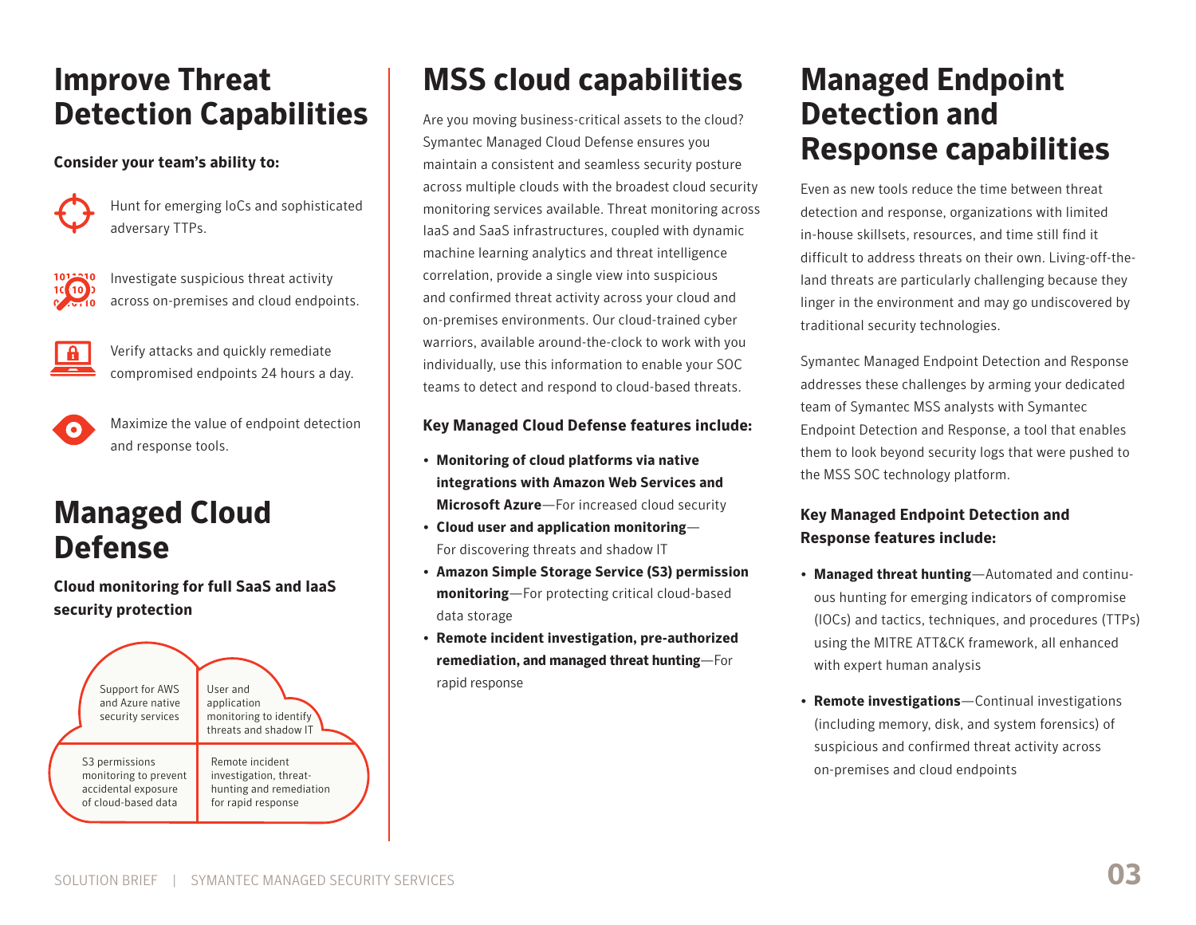# Improve Threat Detection Capabilities

**Consider your team's ability to:**

- Hunt for emerging IoCs and sophisticated adversary TTPs.
- Investigate suspicious threat activity across on-premises and cloud endpoints.
- Verify attacks and quickly remediate compromised endpoints 24 hours a day.
- Maximize the value of endpoint detection and response tools.

# Managed Cloud Defense

**Cloud monitoring for full SaaS and IaaS security protection**

| | |
|---|---|
| Support for AWS and Azure native security services | User and application monitoring to identify threats and shadow IT |
| S3 permissions monitoring to prevent accidental exposure of cloud-based data | Remote incident investigation, threat-hunting and remediation for rapid response |

# MSS cloud capabilities

Are you moving business-critical assets to the cloud? Symantec Managed Cloud Defense ensures you maintain a consistent and seamless security posture across multiple clouds with the broadest cloud security monitoring services available. Threat monitoring across IaaS and SaaS infrastructures, coupled with dynamic machine learning analytics and threat intelligence correlation, provide a single view into suspicious and confirmed threat activity across your cloud and on-premises environments. Our cloud-trained cyber warriors, available around-the-clock to work with you individually, use this information to enable your SOC teams to detect and respond to cloud-based threats.

**Key Managed Cloud Defense features include:**

- **Monitoring of cloud platforms via native integrations with Amazon Web Services and Microsoft Azure**—For increased cloud security
- **Cloud user and application monitoring**—For discovering threats and shadow IT
- **Amazon Simple Storage Service (S3) permission monitoring**—For protecting critical cloud-based data storage
- **Remote incident investigation, pre-authorized remediation, and managed threat hunting**—For rapid response

# Managed Endpoint Detection and Response capabilities

Even as new tools reduce the time between threat detection and response, organizations with limited in-house skillsets, resources, and time still find it difficult to address threats on their own. Living-off-the-land threats are particularly challenging because they linger in the environment and may go undiscovered by traditional security technologies.

Symantec Managed Endpoint Detection and Response addresses these challenges by arming your dedicated team of Symantec MSS analysts with Symantec Endpoint Detection and Response, a tool that enables them to look beyond security logs that were pushed to the MSS SOC technology platform.

**Key Managed Endpoint Detection and Response features include:**

- **Managed threat hunting**—Automated and continuous hunting for emerging indicators of compromise (IOCs) and tactics, techniques, and procedures (TTPs) using the MITRE ATT&CK framework, all enhanced with expert human analysis
- **Remote investigations**—Continual investigations (including memory, disk, and system forensics) of suspicious and confirmed threat activity across on-premises and cloud endpoints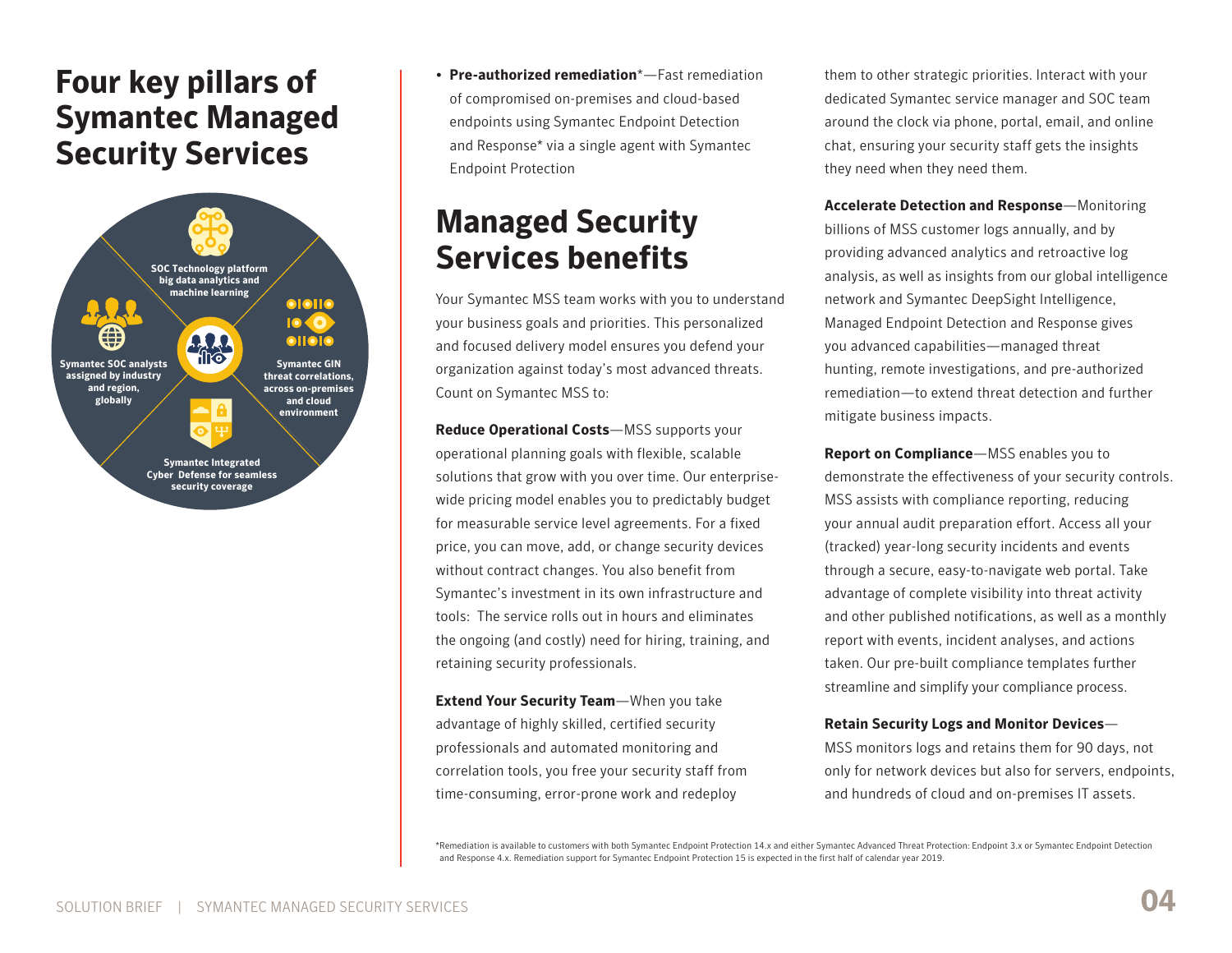# Four key pillars of Symantec Managed Security Services

SOC Technology platform big data analytics and machine learning

Symantec SOC analysts assigned by industry and region, globally

Symantec GIN threat correlations, across on-premises and cloud environment

Symantec Integrated Cyber Defense for seamless security coverage

- **Pre-authorized remediation***—Fast remediation of compromised on-premises and cloud-based endpoints using Symantec Endpoint Detection and Response* via a single agent with Symantec Endpoint Protection

# Managed Security Services benefits

Your Symantec MSS team works with you to understand your business goals and priorities. This personalized and focused delivery model ensures you defend your organization against today's most advanced threats. Count on Symantec MSS to:

**Reduce Operational Costs**—MSS supports your operational planning goals with flexible, scalable solutions that grow with you over time. Our enterprise-wide pricing model enables you to predictably budget for measurable service level agreements. For a fixed price, you can move, add, or change security devices without contract changes. You also benefit from Symantec's investment in its own infrastructure and tools: The service rolls out in hours and eliminates the ongoing (and costly) need for hiring, training, and retaining security professionals.

**Extend Your Security Team**—When you take advantage of highly skilled, certified security professionals and automated monitoring and correlation tools, you free your security staff from time-consuming, error-prone work and redeploy them to other strategic priorities. Interact with your dedicated Symantec service manager and SOC team around the clock via phone, portal, email, and online chat, ensuring your security staff gets the insights they need when they need them.

**Accelerate Detection and Response**—Monitoring billions of MSS customer logs annually, and by providing advanced analytics and retroactive log analysis, as well as insights from our global intelligence network and Symantec DeepSight Intelligence, Managed Endpoint Detection and Response gives you advanced capabilities—managed threat hunting, remote investigations, and pre-authorized remediation—to extend threat detection and further mitigate business impacts.

**Report on Compliance**—MSS enables you to demonstrate the effectiveness of your security controls. MSS assists with compliance reporting, reducing your annual audit preparation effort. Access all your (tracked) year-long security incidents and events through a secure, easy-to-navigate web portal. Take advantage of complete visibility into threat activity and other published notifications, as well as a monthly report with events, incident analyses, and actions taken. Our pre-built compliance templates further streamline and simplify your compliance process.

**Retain Security Logs and Monitor Devices**—MSS monitors logs and retains them for 90 days, not only for network devices but also for servers, endpoints, and hundreds of cloud and on-premises IT assets.

*Remediation is available to customers with both Symantec Endpoint Protection 14.x and either Symantec Advanced Threat Protection: Endpoint 3.x or Symantec Endpoint Detection and Response 4.x. Remediation support for Symantec Endpoint Protection 15 is expected in the first half of calendar year 2019.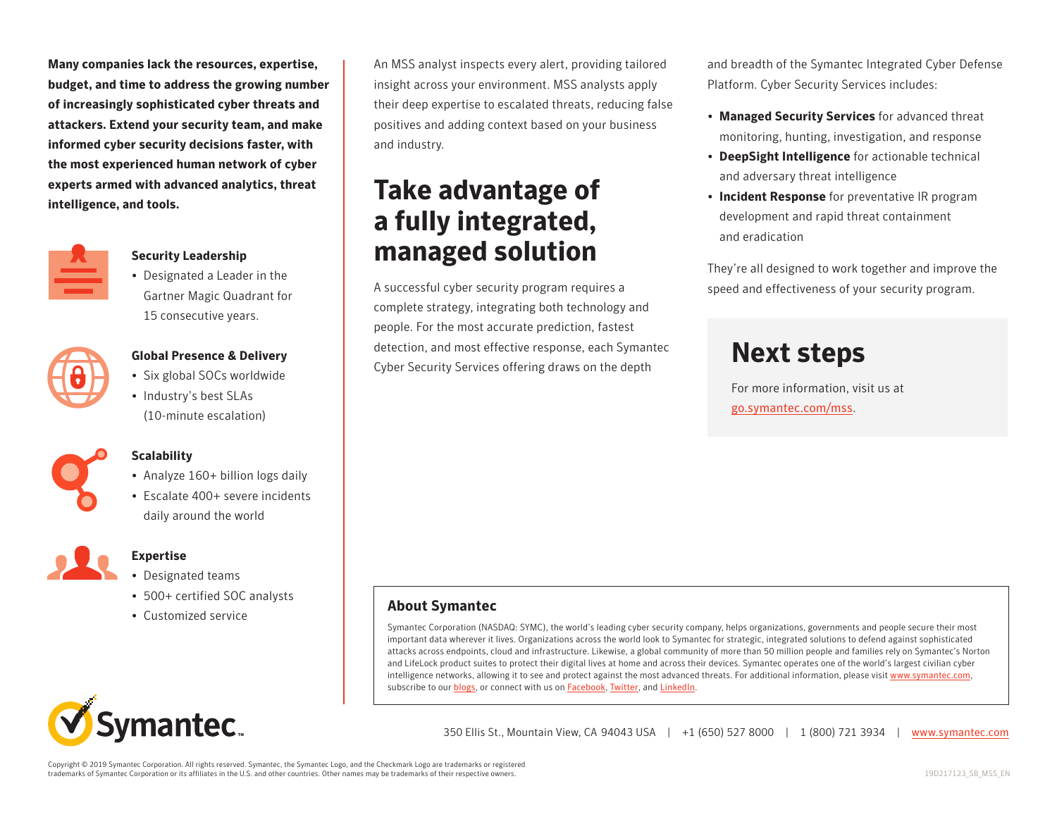**Many companies lack the resources, expertise, budget, and time to address the growing number of increasingly sophisticated cyber threats and attackers. Extend your security team, and make informed cyber security decisions faster, with the most experienced human network of cyber experts armed with advanced analytics, threat intelligence, and tools.**

**Security Leadership**

- Designated a Leader in the Gartner Magic Quadrant for 15 consecutive years.

**Global Presence & Delivery**

- Six global SOCs worldwide
- Industry's best SLAs (10-minute escalation)

**Scalability**

- Analyze 160+ billion logs daily
- Escalate 400+ severe incidents daily around the world

**Expertise**

- Designated teams
- 500+ certified SOC analysts
- Customized service

An MSS analyst inspects every alert, providing tailored insight across your environment. MSS analysts apply their deep expertise to escalated threats, reducing false positives and adding context based on your business and industry.

# Take advantage of a fully integrated, managed solution

A successful cyber security program requires a complete strategy, integrating both technology and people. For the most accurate prediction, fastest detection, and most effective response, each Symantec Cyber Security Services offering draws on the depth and breadth of the Symantec Integrated Cyber Defense Platform. Cyber Security Services includes:

- **Managed Security Services** for advanced threat monitoring, hunting, investigation, and response
- **DeepSight Intelligence** for actionable technical and adversary threat intelligence
- **Incident Response** for preventative IR program development and rapid threat containment and eradication

They're all designed to work together and improve the speed and effectiveness of your security program.

# Next steps

For more information, visit us at go.symantec.com/mss.

### About Symantec

Symantec Corporation (NASDAQ: SYMC), the world's leading cyber security company, helps organizations, governments and people secure their most important data wherever it lives. Organizations across the world look to Symantec for strategic, integrated solutions to defend against sophisticated attacks across endpoints, cloud and infrastructure. Likewise, a global community of more than 50 million people and families rely on Symantec's Norton and LifeLock product suites to protect their digital lives at home and across their devices. Symantec operates one of the world's largest civilian cyber intelligence networks, allowing it to see and protect against the most advanced threats. For additional information, please visit www.symantec.com, subscribe to our blogs, or connect with us on Facebook, Twitter, and LinkedIn.

Symantec.

350 Ellis St., Mountain View, CA 94043 USA | +1 (650) 527 8000 | 1 (800) 721 3934 | www.symantec.com

Copyright © 2019 Symantec Corporation. All rights reserved. Symantec, the Symantec Logo, and the Checkmark Logo are trademarks or registered trademarks of Symantec Corporation or its affiliates in the U.S. and other countries. Other names may be trademarks of their respective owners.

19D217123_SB_MSS_EN